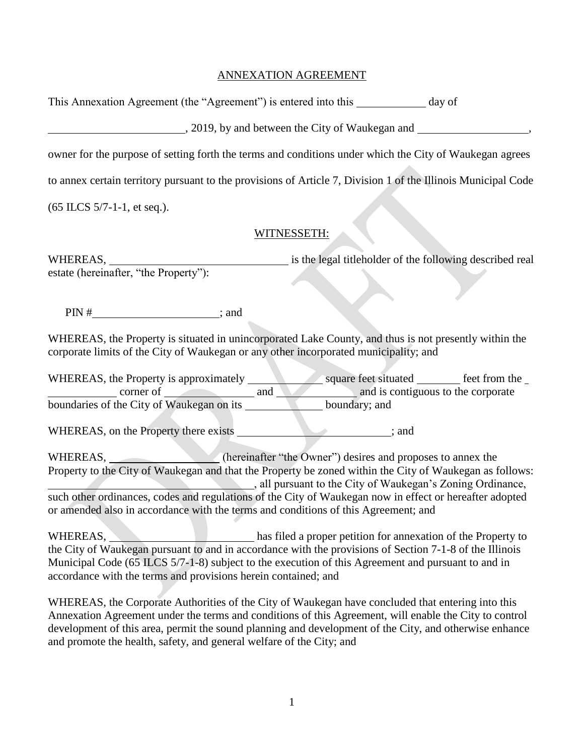# ANNEXATION AGREEMENT

This Annexation Agreement (the "Agreement") is entered into this ____________ day of ________________________, 2019, by and between the City of Waukegan and ___________________, owner for the purpose of setting forth the terms and conditions under which the City of Waukegan agrees to annex certain territory pursuant to the provisions of Article 7, Division 1 of the Illinois Municipal Code (65 ILCS 5/7-1-1, et seq.).

## WITNESSETH:

WHEREAS, ________________________________ is the legal titleholder of the following described real estate (hereinafter, "the Property"):

PIN #______________________; and

WHEREAS, the Property is situated in unincorporated Lake County, and thus is not presently within the corporate limits of the City of Waukegan or any other incorporated municipality; and

WHEREAS, the Property is approximately _____________ square feet situated ________ feet from the ____________ corner of ________________ and _____________ and is contiguous to the corporate boundaries of the City of Waukegan on its _____________ boundary; and

WHEREAS, on the Property there exists ___________________________; and

WHEREAS, ___________________ (hereinafter "the Owner") desires and proposes to annex the Property to the City of Waukegan and that the Property be zoned within the City of Waukegan as follows: _____________________________________, all pursuant to the City of Waukegan's Zoning Ordinance, such other ordinances, codes and regulations of the City of Waukegan now in effect or hereafter adopted or amended also in accordance with the terms and conditions of this Agreement; and

WHEREAS, _________________________ has filed a proper petition for annexation of the Property to the City of Waukegan pursuant to and in accordance with the provisions of Section 7-1-8 of the Illinois Municipal Code (65 ILCS 5/7-1-8) subject to the execution of this Agreement and pursuant to and in accordance with the terms and provisions herein contained; and

WHEREAS, the Corporate Authorities of the City of Waukegan have concluded that entering into this Annexation Agreement under the terms and conditions of this Agreement, will enable the City to control development of this area, permit the sound planning and development of the City, and otherwise enhance and promote the health, safety, and general welfare of the City; and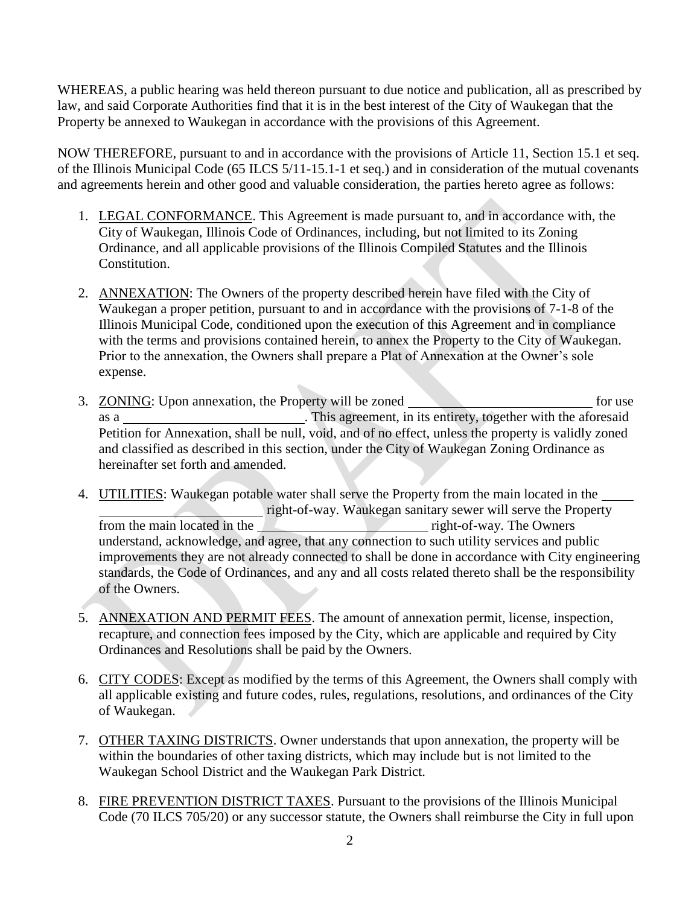WHEREAS, a public hearing was held thereon pursuant to due notice and publication, all as prescribed by law, and said Corporate Authorities find that it is in the best interest of the City of Waukegan that the Property be annexed to Waukegan in accordance with the provisions of this Agreement.

NOW THEREFORE, pursuant to and in accordance with the provisions of Article 11, Section 15.1 et seq. of the Illinois Municipal Code (65 ILCS 5/11-15.1-1 et seq.) and in consideration of the mutual covenants and agreements herein and other good and valuable consideration, the parties hereto agree as follows:

1. LEGAL CONFORMANCE. This Agreement is made pursuant to, and in accordance with, the City of Waukegan, Illinois Code of Ordinances, including, but not limited to its Zoning Ordinance, and all applicable provisions of the Illinois Compiled Statutes and the Illinois Constitution.

2. ANNEXATION: The Owners of the property described herein have filed with the City of Waukegan a proper petition, pursuant to and in accordance with the provisions of 7-1-8 of the Illinois Municipal Code, conditioned upon the execution of this Agreement and in compliance with the terms and provisions contained herein, to annex the Property to the City of Waukegan. Prior to the annexation, the Owners shall prepare a Plat of Annexation at the Owner's sole expense.

3. ZONING: Upon annexation, the Property will be zoned \_\_\_\_\_\_\_\_\_\_\_\_\_\_\_\_\_\_\_\_\_\_\_\_\_\_\_\_ for use as a \_\_\_\_\_\_\_\_\_\_\_\_\_\_\_\_\_\_\_\_\_\_\_\_\_\_\_\_. This agreement, in its entirety, together with the aforesaid Petition for Annexation, shall be null, void, and of no effect, unless the property is validly zoned and classified as described in this section, under the City of Waukegan Zoning Ordinance as hereinafter set forth and amended.

4. UTILITIES: Waukegan potable water shall serve the Property from the main located in the \_\_\_\_\_\_\_\_\_\_\_\_\_\_\_\_\_\_\_\_\_\_\_\_\_\_\_\_\_\_ right-of-way. Waukegan sanitary sewer will serve the Property from the main located in the \_\_\_\_\_\_\_\_\_\_\_\_\_\_\_\_\_\_\_\_\_\_\_\_\_\_ right-of-way. The Owners understand, acknowledge, and agree, that any connection to such utility services and public improvements they are not already connected to shall be done in accordance with City engineering standards, the Code of Ordinances, and any and all costs related thereto shall be the responsibility of the Owners.

5. ANNEXATION AND PERMIT FEES. The amount of annexation permit, license, inspection, recapture, and connection fees imposed by the City, which are applicable and required by City Ordinances and Resolutions shall be paid by the Owners.

6. CITY CODES: Except as modified by the terms of this Agreement, the Owners shall comply with all applicable existing and future codes, rules, regulations, resolutions, and ordinances of the City of Waukegan.

7. OTHER TAXING DISTRICTS. Owner understands that upon annexation, the property will be within the boundaries of other taxing districts, which may include but is not limited to the Waukegan School District and the Waukegan Park District.

8. FIRE PREVENTION DISTRICT TAXES. Pursuant to the provisions of the Illinois Municipal Code (70 ILCS 705/20) or any successor statute, the Owners shall reimburse the City in full upon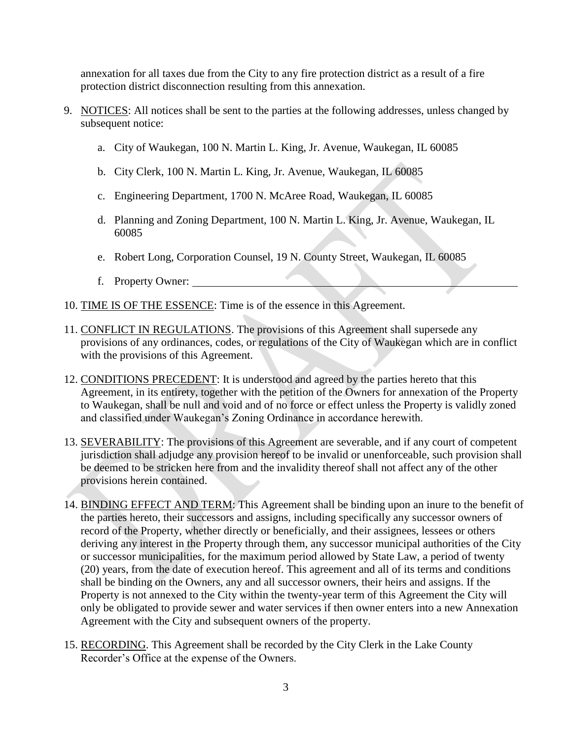annexation for all taxes due from the City to any fire protection district as a result of a fire protection district disconnection resulting from this annexation.

9. <u>NOTICES</u>: All notices shall be sent to the parties at the following addresses, unless changed by subsequent notice:

   a. City of Waukegan, 100 N. Martin L. King, Jr. Avenue, Waukegan, IL 60085

   b. City Clerk, 100 N. Martin L. King, Jr. Avenue, Waukegan, IL 60085

   c. Engineering Department, 1700 N. McAree Road, Waukegan, IL 60085

   d. Planning and Zoning Department, 100 N. Martin L. King, Jr. Avenue, Waukegan, IL 60085

   e. Robert Long, Corporation Counsel, 19 N. County Street, Waukegan, IL 60085

   f. Property Owner: ______________________________________________

10. <u>TIME IS OF THE ESSENCE</u>: Time is of the essence in this Agreement.

11. <u>CONFLICT IN REGULATIONS</u>. The provisions of this Agreement shall supersede any provisions of any ordinances, codes, or regulations of the City of Waukegan which are in conflict with the provisions of this Agreement.

12. <u>CONDITIONS PRECEDENT</u>: It is understood and agreed by the parties hereto that this Agreement, in its entirety, together with the petition of the Owners for annexation of the Property to Waukegan, shall be null and void and of no force or effect unless the Property is validly zoned and classified under Waukegan's Zoning Ordinance in accordance herewith.

13. <u>SEVERABILITY</u>: The provisions of this Agreement are severable, and if any court of competent jurisdiction shall adjudge any provision hereof to be invalid or unenforceable, such provision shall be deemed to be stricken here from and the invalidity thereof shall not affect any of the other provisions herein contained.

14. <u>BINDING EFFECT AND TERM</u>: This Agreement shall be binding upon an inure to the benefit of the parties hereto, their successors and assigns, including specifically any successor owners of record of the Property, whether directly or beneficially, and their assignees, lessees or others deriving any interest in the Property through them, any successor municipal authorities of the City or successor municipalities, for the maximum period allowed by State Law, a period of twenty (20) years, from the date of execution hereof. This agreement and all of its terms and conditions shall be binding on the Owners, any and all successor owners, their heirs and assigns. If the Property is not annexed to the City within the twenty-year term of this Agreement the City will only be obligated to provide sewer and water services if then owner enters into a new Annexation Agreement with the City and subsequent owners of the property.

15. <u>RECORDING</u>. This Agreement shall be recorded by the City Clerk in the Lake County Recorder's Office at the expense of the Owners.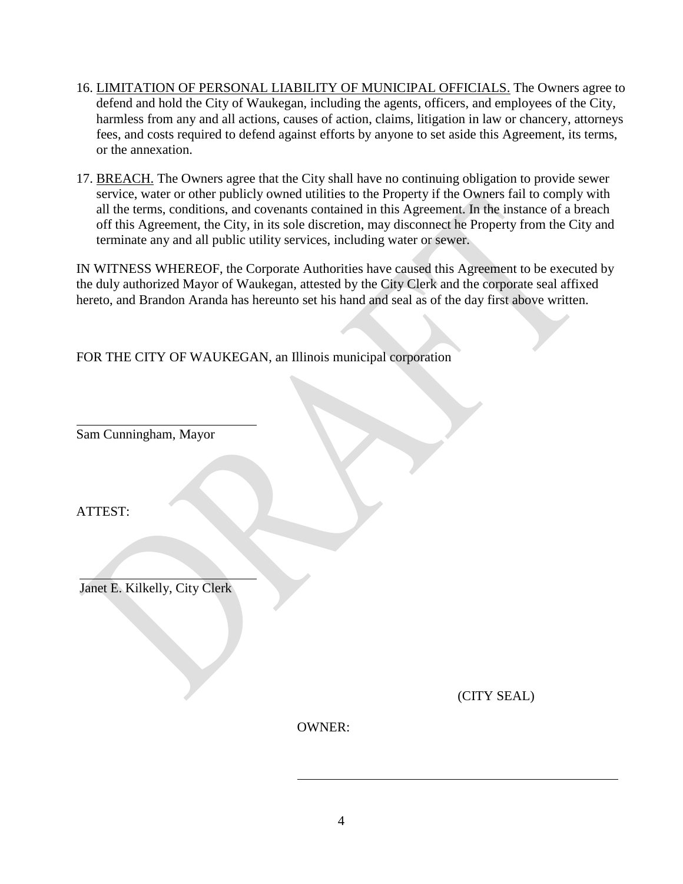16. LIMITATION OF PERSONAL LIABILITY OF MUNICIPAL OFFICIALS. The Owners agree to defend and hold the City of Waukegan, including the agents, officers, and employees of the City, harmless from any and all actions, causes of action, claims, litigation in law or chancery, attorneys fees, and costs required to defend against efforts by anyone to set aside this Agreement, its terms, or the annexation.

17. BREACH. The Owners agree that the City shall have no continuing obligation to provide sewer service, water or other publicly owned utilities to the Property if the Owners fail to comply with all the terms, conditions, and covenants contained in this Agreement. In the instance of a breach off this Agreement, the City, in its sole discretion, may disconnect he Property from the City and terminate any and all public utility services, including water or sewer.

IN WITNESS WHEREOF, the Corporate Authorities have caused this Agreement to be executed by the duly authorized Mayor of Waukegan, attested by the City Clerk and the corporate seal affixed hereto, and Brandon Aranda has hereunto set his hand and seal as of the day first above written.

FOR THE CITY OF WAUKEGAN, an Illinois municipal corporation

______________________________
Sam Cunningham, Mayor

ATTEST:

______________________________
Janet E. Kilkelly, City Clerk

(CITY SEAL)

OWNER:

______________________________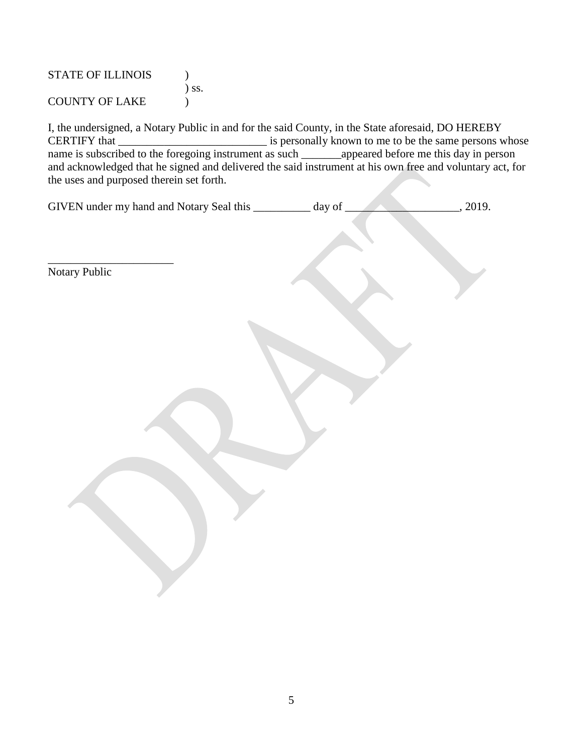STATE OF ILLINOIS )
) ss.
COUNTY OF LAKE )

I, the undersigned, a Notary Public in and for the said County, in the State aforesaid, DO HEREBY CERTIFY that __________________________ is personally known to me to be the same persons whose name is subscribed to the foregoing instrument as such _______appeared before me this day in person and acknowledged that he signed and delivered the said instrument at his own free and voluntary act, for the uses and purposed therein set forth.

GIVEN under my hand and Notary Seal this __________ day of ____________________, 2019.

______________________
Notary Public

DRAFT